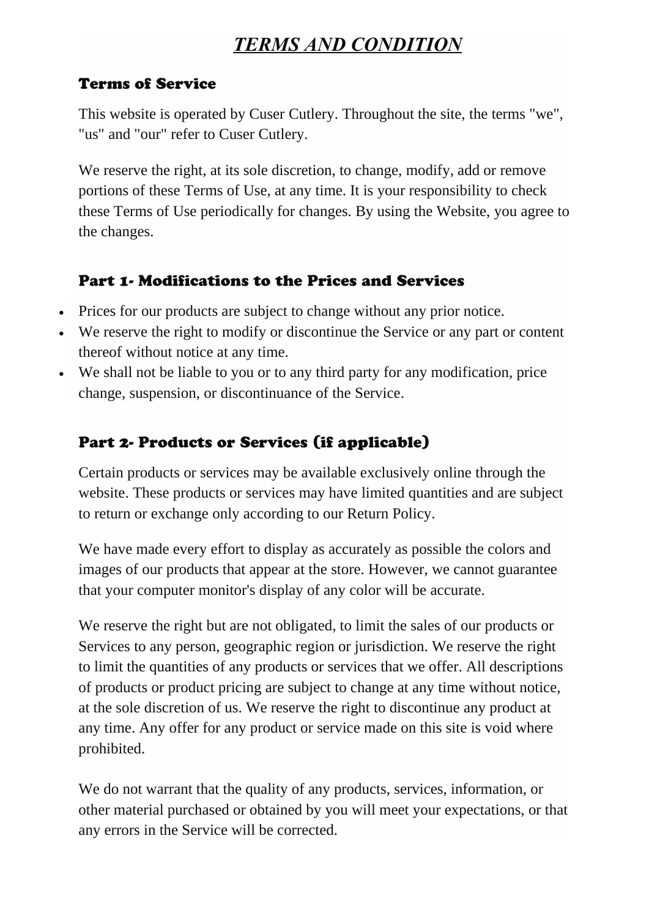# ***TERMS AND CONDITION***

## Terms of Service

This website is operated by Cuser Cutlery. Throughout the site, the terms "we", "us" and "our" refer to Cuser Cutlery.

We reserve the right, at its sole discretion, to change, modify, add or remove portions of these Terms of Use, at any time. It is your responsibility to check these Terms of Use periodically for changes. By using the Website, you agree to the changes.

## Part 1- Modifications to the Prices and Services

- Prices for our products are subject to change without any prior notice.
- We reserve the right to modify or discontinue the Service or any part or content thereof without notice at any time.
- We shall not be liable to you or to any third party for any modification, price change, suspension, or discontinuance of the Service.

## Part 2- Products or Services (if applicable)

Certain products or services may be available exclusively online through the website. These products or services may have limited quantities and are subject to return or exchange only according to our Return Policy.

We have made every effort to display as accurately as possible the colors and images of our products that appear at the store. However, we cannot guarantee that your computer monitor's display of any color will be accurate.

We reserve the right but are not obligated, to limit the sales of our products or Services to any person, geographic region or jurisdiction. We reserve the right to limit the quantities of any products or services that we offer. All descriptions of products or product pricing are subject to change at any time without notice, at the sole discretion of us. We reserve the right to discontinue any product at any time. Any offer for any product or service made on this site is void where prohibited.

We do not warrant that the quality of any products, services, information, or other material purchased or obtained by you will meet your expectations, or that any errors in the Service will be corrected.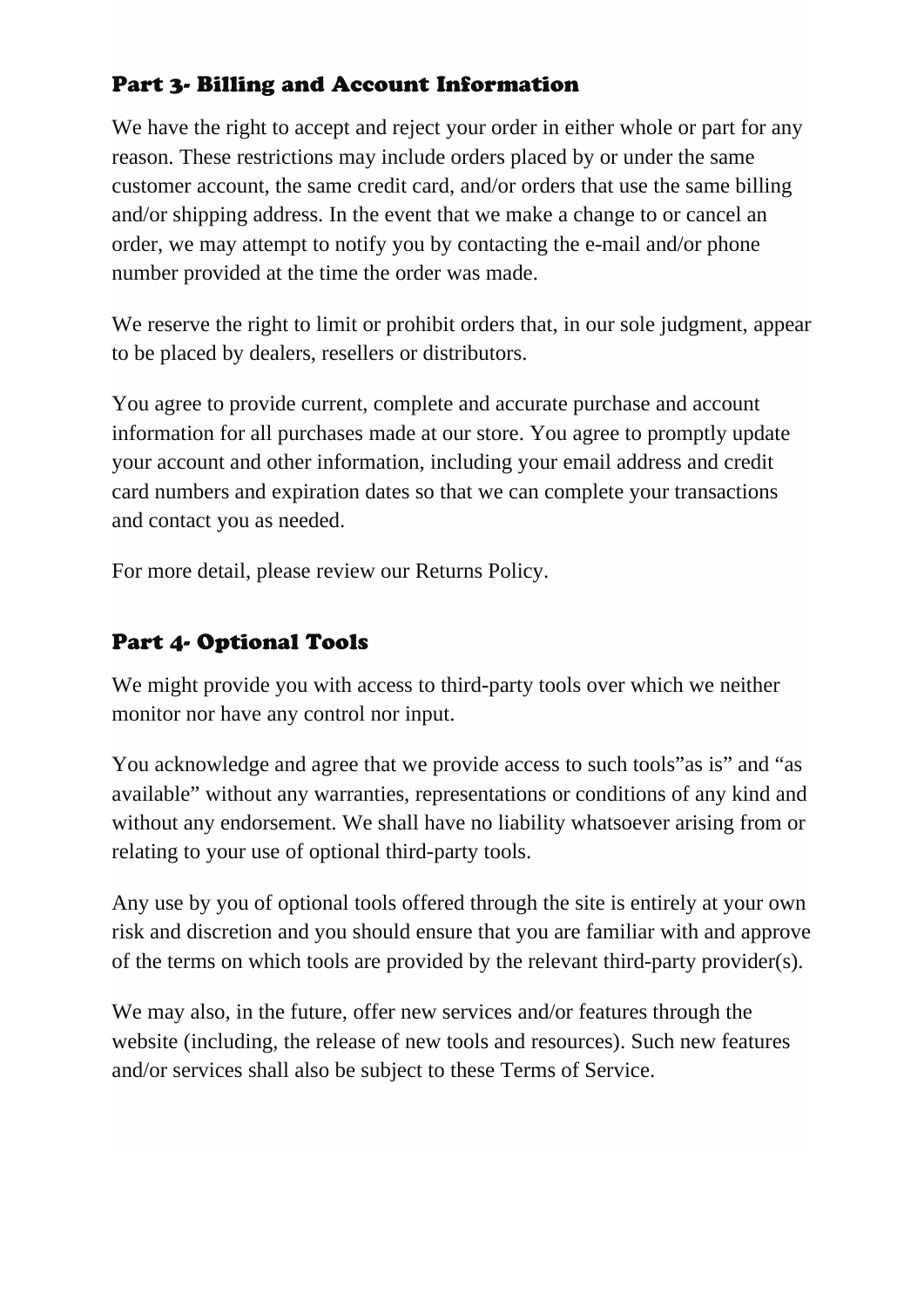## Part 3- Billing and Account Information

We have the right to accept and reject your order in either whole or part for any reason. These restrictions may include orders placed by or under the same customer account, the same credit card, and/or orders that use the same billing and/or shipping address. In the event that we make a change to or cancel an order, we may attempt to notify you by contacting the e-mail and/or phone number provided at the time the order was made.

We reserve the right to limit or prohibit orders that, in our sole judgment, appear to be placed by dealers, resellers or distributors.

You agree to provide current, complete and accurate purchase and account information for all purchases made at our store. You agree to promptly update your account and other information, including your email address and credit card numbers and expiration dates so that we can complete your transactions and contact you as needed.

For more detail, please review our Returns Policy.

## Part 4- Optional Tools

We might provide you with access to third-party tools over which we neither monitor nor have any control nor input.

You acknowledge and agree that we provide access to such tools"as is" and "as available" without any warranties, representations or conditions of any kind and without any endorsement. We shall have no liability whatsoever arising from or relating to your use of optional third-party tools.

Any use by you of optional tools offered through the site is entirely at your own risk and discretion and you should ensure that you are familiar with and approve of the terms on which tools are provided by the relevant third-party provider(s).

We may also, in the future, offer new services and/or features through the website (including, the release of new tools and resources). Such new features and/or services shall also be subject to these Terms of Service.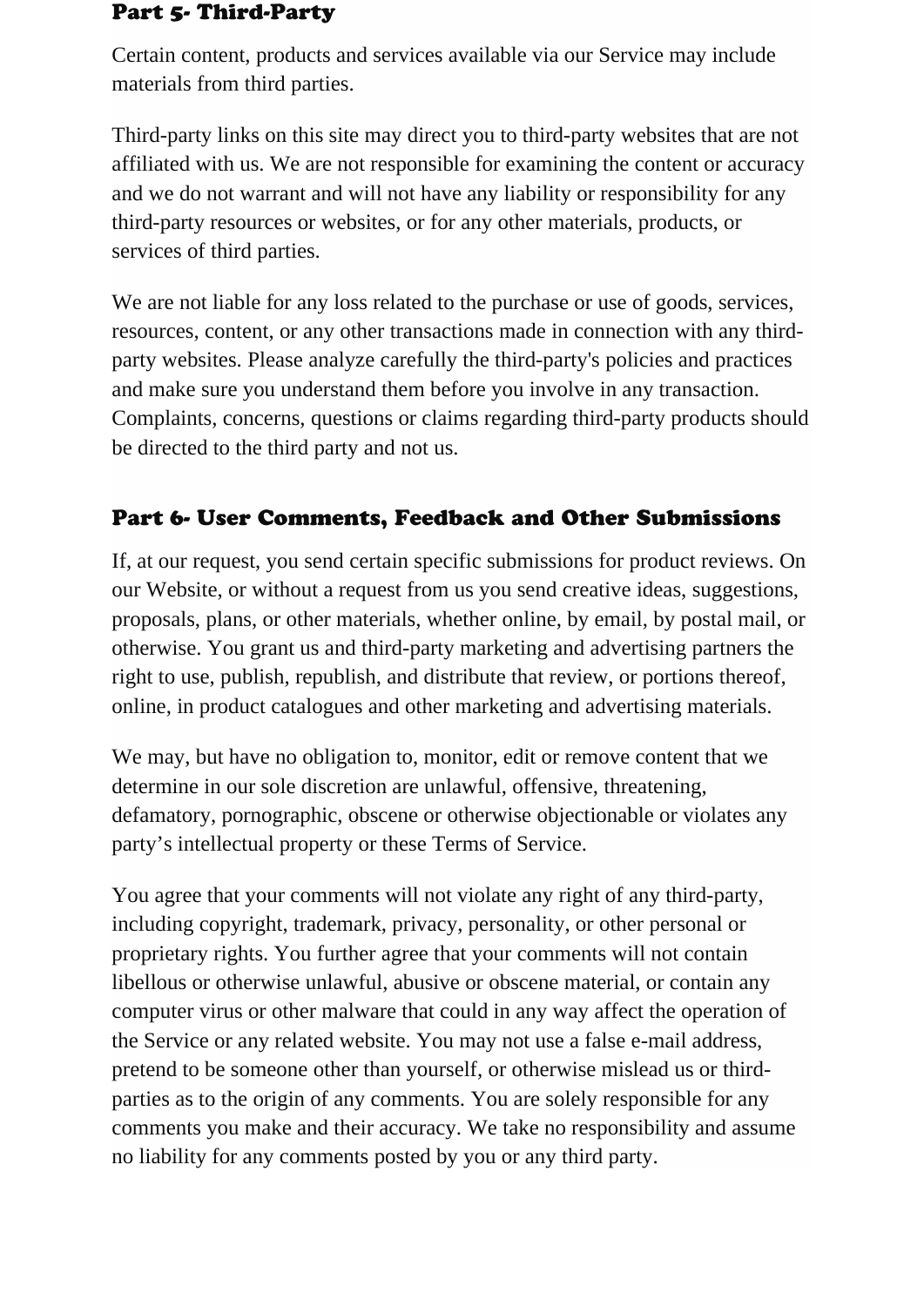## Part 5- Third-Party

Certain content, products and services available via our Service may include materials from third parties.

Third-party links on this site may direct you to third-party websites that are not affiliated with us. We are not responsible for examining the content or accuracy and we do not warrant and will not have any liability or responsibility for any third-party resources or websites, or for any other materials, products, or services of third parties.

We are not liable for any loss related to the purchase or use of goods, services, resources, content, or any other transactions made in connection with any third-party websites. Please analyze carefully the third-party's policies and practices and make sure you understand them before you involve in any transaction. Complaints, concerns, questions or claims regarding third-party products should be directed to the third party and not us.

## Part 6- User Comments, Feedback and Other Submissions

If, at our request, you send certain specific submissions for product reviews. On our Website, or without a request from us you send creative ideas, suggestions, proposals, plans, or other materials, whether online, by email, by postal mail, or otherwise. You grant us and third-party marketing and advertising partners the right to use, publish, republish, and distribute that review, or portions thereof, online, in product catalogues and other marketing and advertising materials.

We may, but have no obligation to, monitor, edit or remove content that we determine in our sole discretion are unlawful, offensive, threatening, defamatory, pornographic, obscene or otherwise objectionable or violates any party’s intellectual property or these Terms of Service.

You agree that your comments will not violate any right of any third-party, including copyright, trademark, privacy, personality, or other personal or proprietary rights. You further agree that your comments will not contain libellous or otherwise unlawful, abusive or obscene material, or contain any computer virus or other malware that could in any way affect the operation of the Service or any related website. You may not use a false e-mail address, pretend to be someone other than yourself, or otherwise mislead us or third-parties as to the origin of any comments. You are solely responsible for any comments you make and their accuracy. We take no responsibility and assume no liability for any comments posted by you or any third party.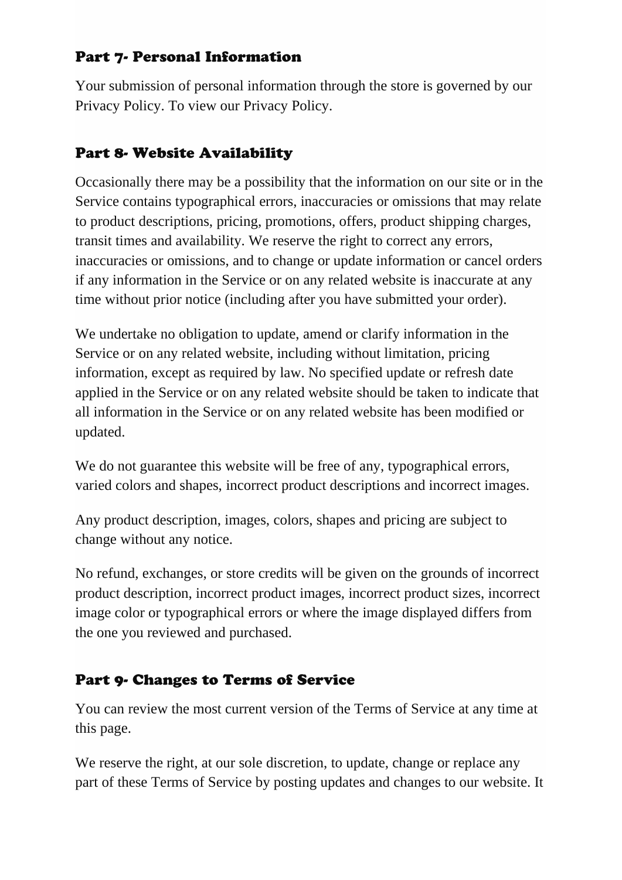## Part 7- Personal Information

Your submission of personal information through the store is governed by our Privacy Policy. To view our Privacy Policy.

## Part 8- Website Availability

Occasionally there may be a possibility that the information on our site or in the Service contains typographical errors, inaccuracies or omissions that may relate to product descriptions, pricing, promotions, offers, product shipping charges, transit times and availability. We reserve the right to correct any errors, inaccuracies or omissions, and to change or update information or cancel orders if any information in the Service or on any related website is inaccurate at any time without prior notice (including after you have submitted your order).

We undertake no obligation to update, amend or clarify information in the Service or on any related website, including without limitation, pricing information, except as required by law. No specified update or refresh date applied in the Service or on any related website should be taken to indicate that all information in the Service or on any related website has been modified or updated.

We do not guarantee this website will be free of any, typographical errors, varied colors and shapes, incorrect product descriptions and incorrect images.

Any product description, images, colors, shapes and pricing are subject to change without any notice.

No refund, exchanges, or store credits will be given on the grounds of incorrect product description, incorrect product images, incorrect product sizes, incorrect image color or typographical errors or where the image displayed differs from the one you reviewed and purchased.

## Part 9- Changes to Terms of Service

You can review the most current version of the Terms of Service at any time at this page.

We reserve the right, at our sole discretion, to update, change or replace any part of these Terms of Service by posting updates and changes to our website. It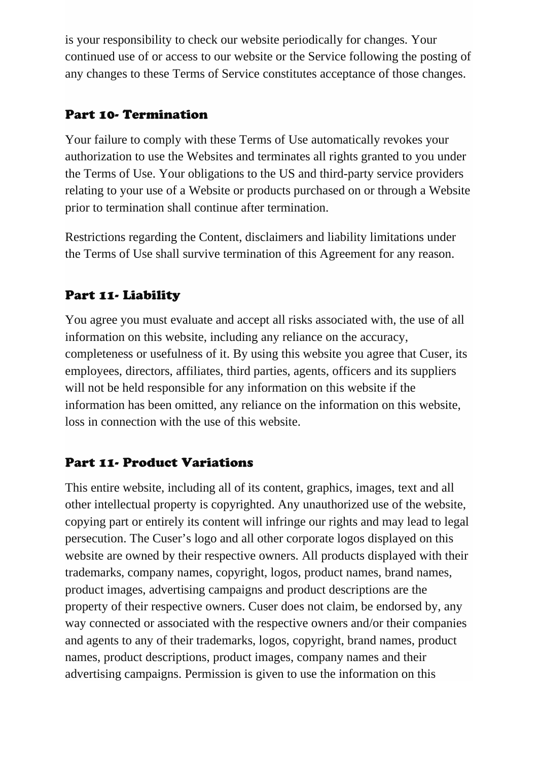is your responsibility to check our website periodically for changes. Your continued use of or access to our website or the Service following the posting of any changes to these Terms of Service constitutes acceptance of those changes.

## Part 10- Termination

Your failure to comply with these Terms of Use automatically revokes your authorization to use the Websites and terminates all rights granted to you under the Terms of Use. Your obligations to the US and third-party service providers relating to your use of a Website or products purchased on or through a Website prior to termination shall continue after termination.

Restrictions regarding the Content, disclaimers and liability limitations under the Terms of Use shall survive termination of this Agreement for any reason.

## Part 11- Liability

You agree you must evaluate and accept all risks associated with, the use of all information on this website, including any reliance on the accuracy, completeness or usefulness of it. By using this website you agree that Cuser, its employees, directors, affiliates, third parties, agents, officers and its suppliers will not be held responsible for any information on this website if the information has been omitted, any reliance on the information on this website, loss in connection with the use of this website.

## Part 11- Product Variations

This entire website, including all of its content, graphics, images, text and all other intellectual property is copyrighted. Any unauthorized use of the website, copying part or entirely its content will infringe our rights and may lead to legal persecution. The Cuser's logo and all other corporate logos displayed on this website are owned by their respective owners. All products displayed with their trademarks, company names, copyright, logos, product names, brand names, product images, advertising campaigns and product descriptions are the property of their respective owners. Cuser does not claim, be endorsed by, any way connected or associated with the respective owners and/or their companies and agents to any of their trademarks, logos, copyright, brand names, product names, product descriptions, product images, company names and their advertising campaigns. Permission is given to use the information on this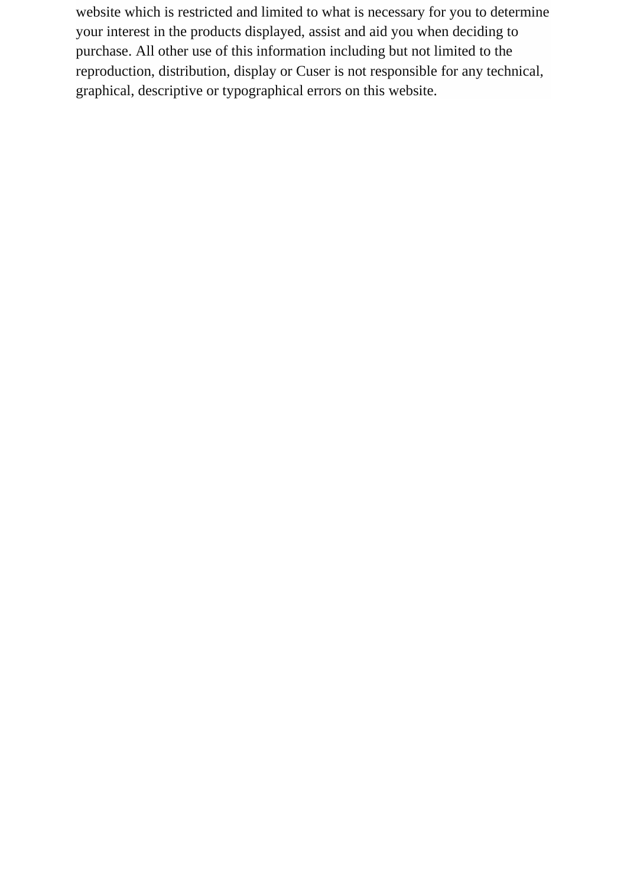website which is restricted and limited to what is necessary for you to determine your interest in the products displayed, assist and aid you when deciding to purchase. All other use of this information including but not limited to the reproduction, distribution, display or Cuser is not responsible for any technical, graphical, descriptive or typographical errors on this website.